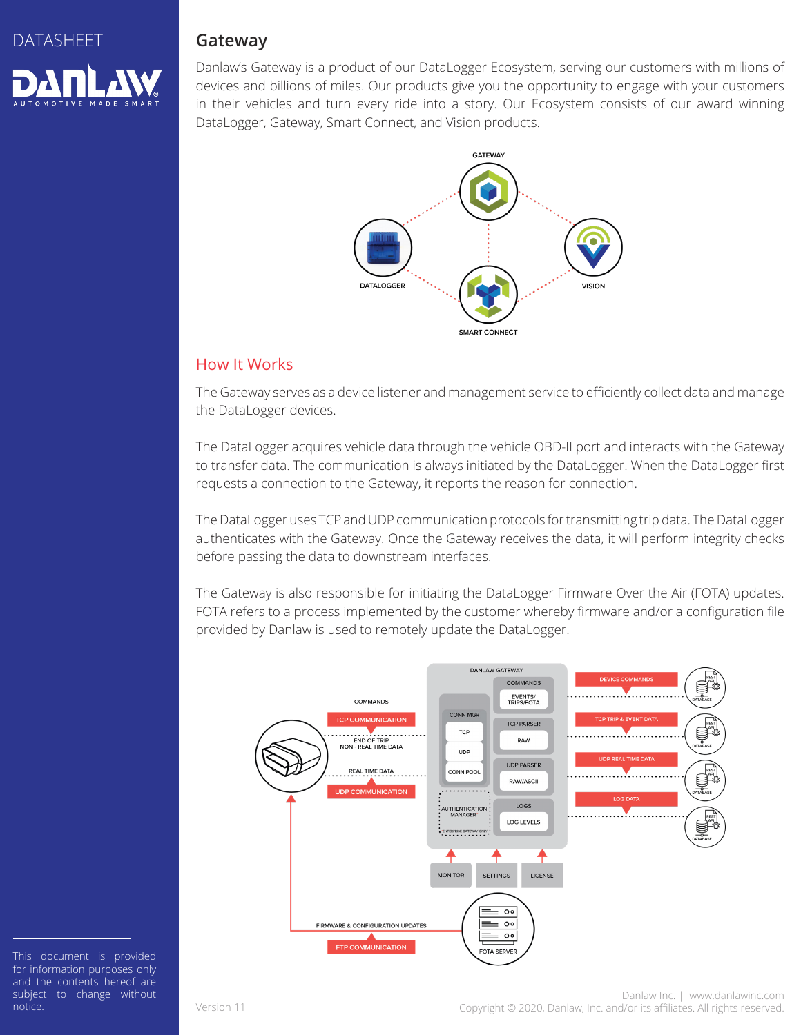DATASHEET

# Gateway

Danlaw's Gateway is a product of our DataLogger Ecosystem, serving our customers with millions of devices and billions of miles. Our products give you the opportunity to engage with your customers in their vehicles and turn every ride into a story. Our Ecosystem consists of our award winning DataLogger, Gateway, Smart Connect, and Vision products.

## How It Works

The Gateway serves as a device listener and management service to efficiently collect data and manage the DataLogger devices.

The DataLogger acquires vehicle data through the vehicle OBD-II port and interacts with the Gateway to transfer data. The communication is always initiated by the DataLogger. When the DataLogger first requests a connection to the Gateway, it reports the reason for connection.

The DataLogger uses TCP and UDP communication protocols for transmitting trip data. The DataLogger authenticates with the Gateway. Once the Gateway receives the data, it will perform integrity checks before passing the data to downstream interfaces.

The Gateway is also responsible for initiating the DataLogger Firmware Over the Air (FOTA) updates. FOTA refers to a process implemented by the customer whereby firmware and/or a configuration file provided by Danlaw is used to remotely update the DataLogger.

This document is provided for information purposes only and the contents hereof are subject to change without notice.

Version 11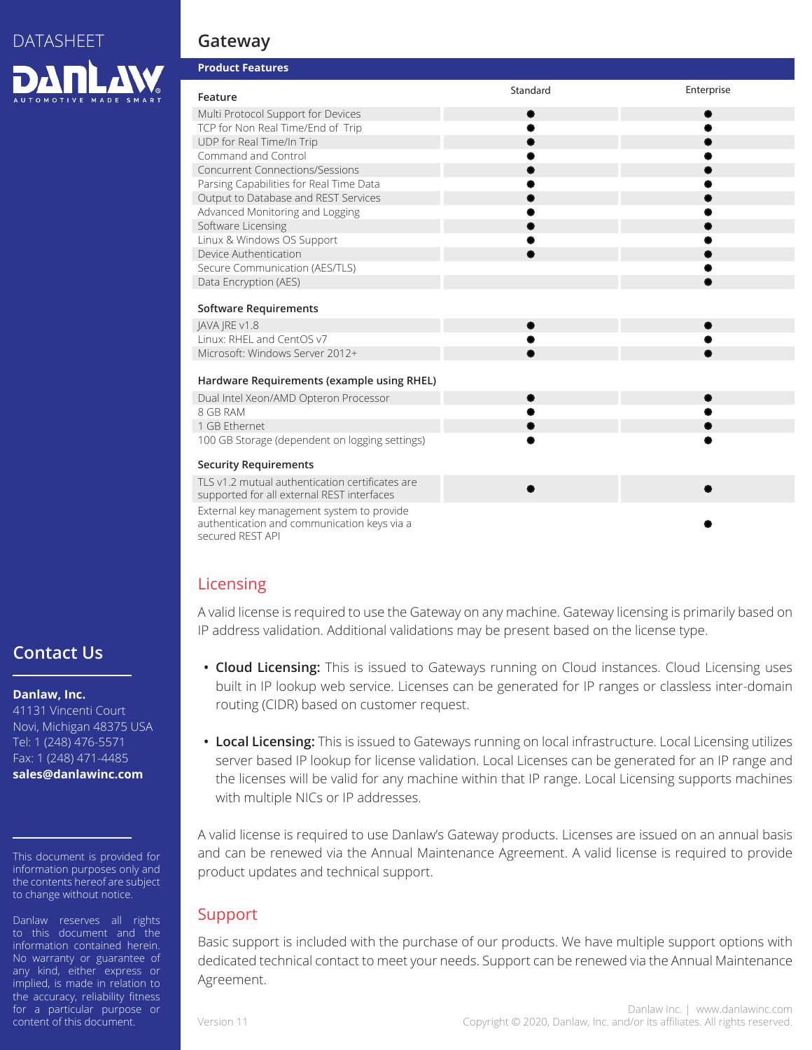DATASHEET

# Gateway

## Product Features

| Feature | Standard | Enterprise |
|---|---|---|
| Multi Protocol Support for Devices | ● | ● |
| TCP for Non Real Time/End of Trip | ● | ● |
| UDP for Real Time/In Trip | ● | ● |
| Command and Control | ● | ● |
| Concurrent Connections/Sessions | ● | ● |
| Parsing Capabilities for Real Time Data | ● | ● |
| Output to Database and REST Services | ● | ● |
| Advanced Monitoring and Logging | ● | ● |
| Software Licensing | ● | ● |
| Linux & Windows OS Support | ● | ● |
| Device Authentication | ● | ● |
| Secure Communication (AES/TLS) | | ● |
| Data Encryption (AES) | | ● |
| **Software Requirements** | | |
| JAVA JRE v1.8 | ● | ● |
| Linux: RHEL and CentOS v7 | ● | ● |
| Microsoft: Windows Server 2012+ | ● | ● |
| **Hardware Requirements (example using RHEL)** | | |
| Dual Intel Xeon/AMD Opteron Processor | ● | ● |
| 8 GB RAM | ● | ● |
| 1 GB Ethernet | ● | ● |
| 100 GB Storage (dependent on logging settings) | ● | ● |
| **Security Requirements** | | |
| TLS v1.2 mutual authentication certificates are supported for all external REST interfaces | ● | ● |
| External key management system to provide authentication and communication keys via a secured REST API | | ● |

## Licensing

A valid license is required to use the Gateway on any machine. Gateway licensing is primarily based on IP address validation. Additional validations may be present based on the license type.

- **Cloud Licensing:** This is issued to Gateways running on Cloud instances. Cloud Licensing uses built in IP lookup web service. Licenses can be generated for IP ranges or classless inter-domain routing (CIDR) based on customer request.
- **Local Licensing:** This is issued to Gateways running on local infrastructure. Local Licensing utilizes server based IP lookup for license validation. Local Licenses can be generated for an IP range and the licenses will be valid for any machine within that IP range. Local Licensing supports machines with multiple NICs or IP addresses.

A valid license is required to use Danlaw's Gateway products. Licenses are issued on an annual basis and can be renewed via the Annual Maintenance Agreement. A valid license is required to provide product updates and technical support.

## Support

Basic support is included with the purchase of our products. We have multiple support options with dedicated technical contact to meet your needs. Support can be renewed via the Annual Maintenance Agreement.

## Contact Us

**Danlaw, Inc.**
41131 Vincenti Court
Novi, Michigan 48375 USA
Tel: 1 (248) 476-5571
Fax: 1 (248) 471-4485
**sales@danlawinc.com**

This document is provided for information purposes only and the contents hereof are subject to change without notice.

Danlaw reserves all rights to this document and the information contained herein. No warranty or guarantee of any kind, either express or implied, is made in relation to the accuracy, reliability fitness for a particular purpose or content of this document.

Version 11

Danlaw Inc. | www.danlawinc.com
Copyright © 2020, Danlaw, Inc. and/or its affiliates. All rights reserved.